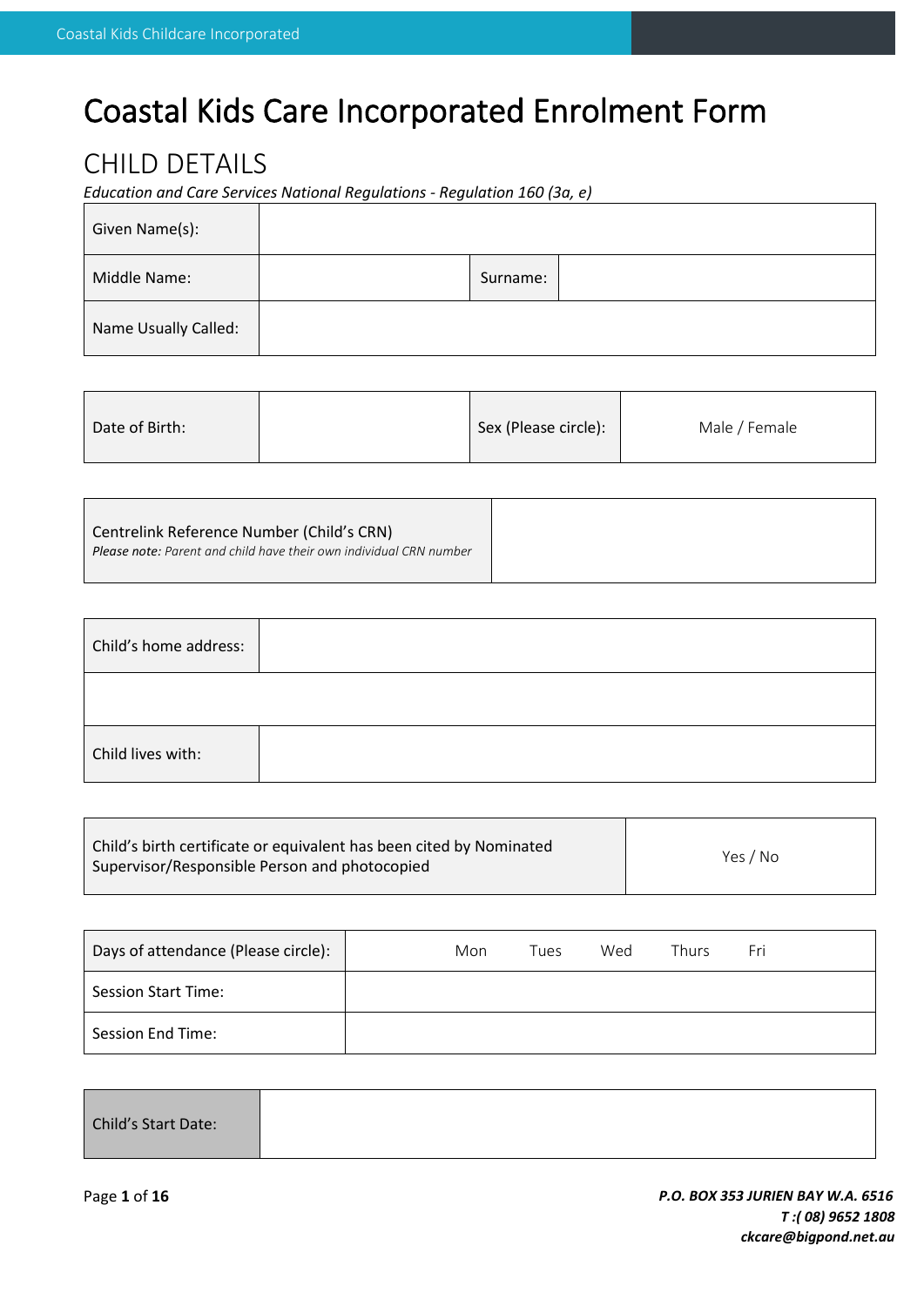# Coastal Kids Care Incorporated Enrolment Form

## CHILD DETAILS

*Education and Care Services National Regulations - Regulation 160 (3a, e)*

| Given Name(s): | | | |
|---|---|---|---|
| Middle Name: | | Surname: | |
| Name Usually Called: | | | |

| Date of Birth: | | Sex (Please circle): | Male / Female |
|---|---|---|---|

| Centrelink Reference Number (Child's CRN)<br>*Please note: Parent and child have their own individual CRN number* | |
|---|---|

| Child's home address: | |
|---|---|
| | |
| Child lives with: | |

| Child's birth certificate or equivalent has been cited by Nominated Supervisor/Responsible Person and photocopied | Yes / No |
|---|---|

| Days of attendance (Please circle): | Mon Tues Wed Thurs Fri |
|---|---|
| Session Start Time: | |
| Session End Time: | |

| Child's Start Date: | |
|---|---|

***P.O. BOX 353 JURIEN BAY W.A. 6516***
***T :( 08) 9652 1808***
***ckcare@bigpond.net.au***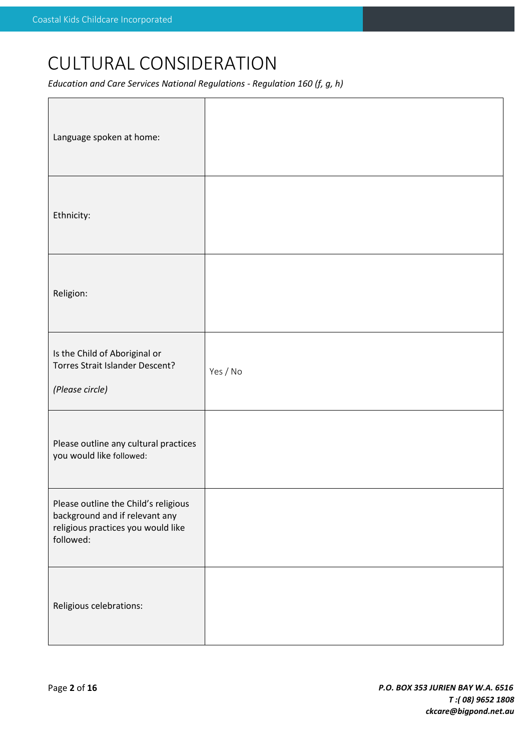# CULTURAL CONSIDERATION

*Education and Care Services National Regulations - Regulation 160 (f, g, h)*

| | |
|---|---|
| Language spoken at home: | |
| Ethnicity: | |
| Religion: | |
| Is the Child of Aboriginal or Torres Strait Islander Descent? *(Please circle)* | Yes / No |
| Please outline any cultural practices you would like followed: | |
| Please outline the Child's religious background and if relevant any religious practices you would like followed: | |
| Religious celebrations: | |

***P.O. BOX 353 JURIEN BAY W.A. 6516***
***T :( 08) 9652 1808***
***ckcare@bigpond.net.au***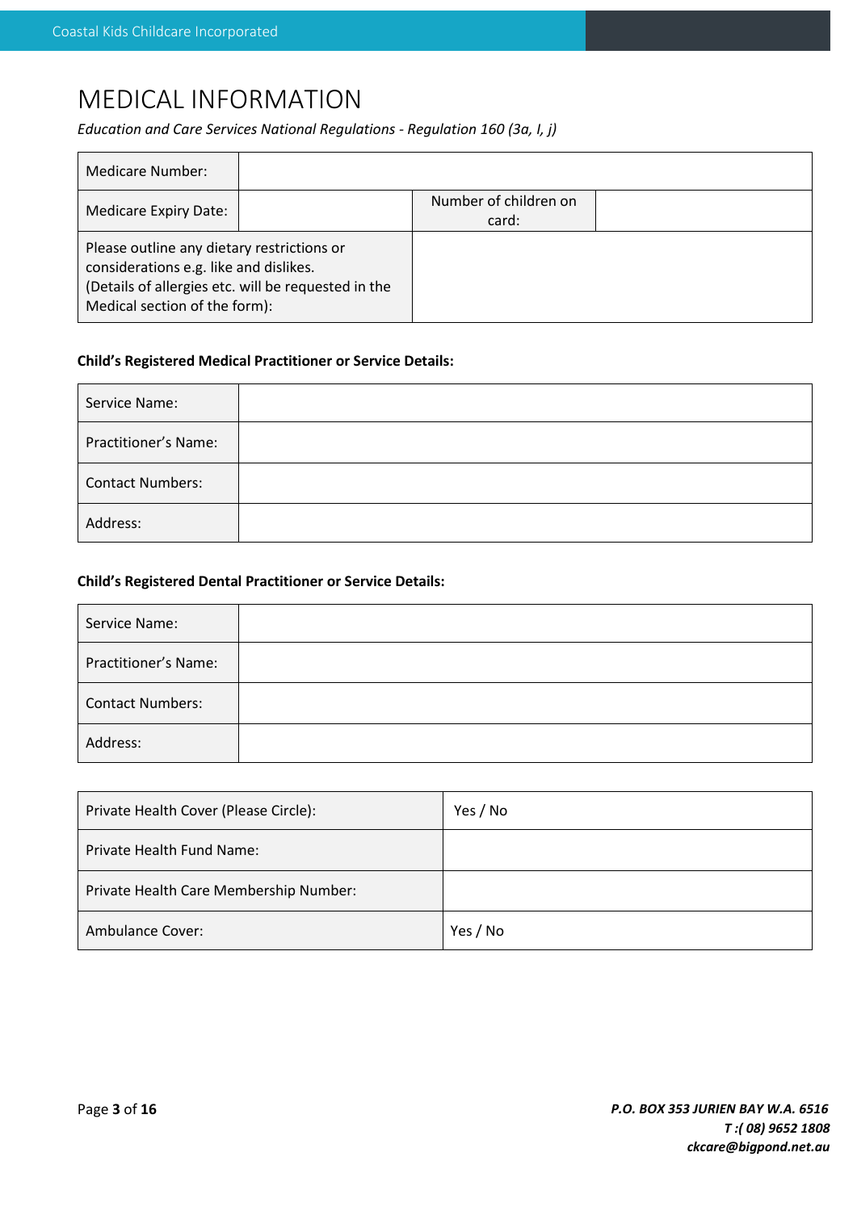# MEDICAL INFORMATION

*Education and Care Services National Regulations - Regulation 160 (3a, I, j)*

| Medicare Number: | | | |
|---|---|---|---|
| Medicare Expiry Date: | | Number of children on card: | |
| Please outline any dietary restrictions or considerations e.g. like and dislikes. (Details of allergies etc. will be requested in the Medical section of the form): | | | |

**Child's Registered Medical Practitioner or Service Details:**

| Service Name: | |
|---|---|
| Practitioner's Name: | |
| Contact Numbers: | |
| Address: | |

**Child's Registered Dental Practitioner or Service Details:**

| Service Name: | |
|---|---|
| Practitioner's Name: | |
| Contact Numbers: | |
| Address: | |

| Private Health Cover (Please Circle): | Yes / No |
|---|---|
| Private Health Fund Name: | |
| Private Health Care Membership Number: | |
| Ambulance Cover: | Yes / No |

***P.O. BOX 353 JURIEN BAY W.A. 6516***
***T :( 08) 9652 1808***
***ckcare@bigpond.net.au***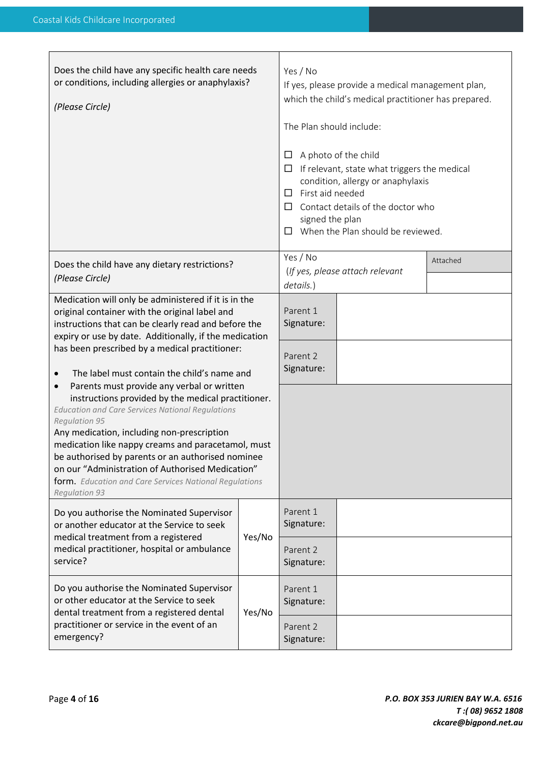| | | | |
|---|---|---|---|
| Does the child have any specific health care needs or conditions, including allergies or anaphylaxis?<br><br>*(Please Circle)* | Yes / No<br>If yes, please provide a medical management plan, which the child's medical practitioner has prepared.<br><br>The Plan should include:<br><br>☐ A photo of the child<br>☐ If relevant, state what triggers the medical condition, allergy or anaphylaxis<br>☐ First aid needed<br>☐ Contact details of the doctor who signed the plan<br>☐ When the Plan should be reviewed. | | |
| Does the child have any dietary restrictions?<br>*(Please Circle)* | Yes / No<br>*(If yes, please attach relevant details.)* | Attached | |
| Medication will only be administered if it is in the original container with the original label and instructions that can be clearly read and before the expiry or use by date. Additionally, if the medication has been prescribed by a medical practitioner:<br><br>• The label must contain the child's name and<br>• Parents must provide any verbal or written instructions provided by the medical practitioner.<br>*Education and Care Services National Regulations Regulation 95*<br>Any medication, including non-prescription medication like nappy creams and paracetamol, must be authorised by parents or an authorised nominee on our "Administration of Authorised Medication" form. *Education and Care Services National Regulations Regulation 93* | Parent 1 Signature: | | |
| | Parent 2 Signature: | | |
| Do you authorise the Nominated Supervisor or another educator at the Service to seek medical treatment from a registered medical practitioner, hospital or ambulance service? | Yes/No | Parent 1 Signature: | |
| | | Parent 2 Signature: | |
| Do you authorise the Nominated Supervisor or other educator at the Service to seek dental treatment from a registered dental practitioner or service in the event of an emergency? | Yes/No | Parent 1 Signature: | |
| | | Parent 2 Signature: | |

***P.O. BOX 353 JURIEN BAY W.A. 6516***
***T :( 08) 9652 1808***
***ckcare@bigpond.net.au***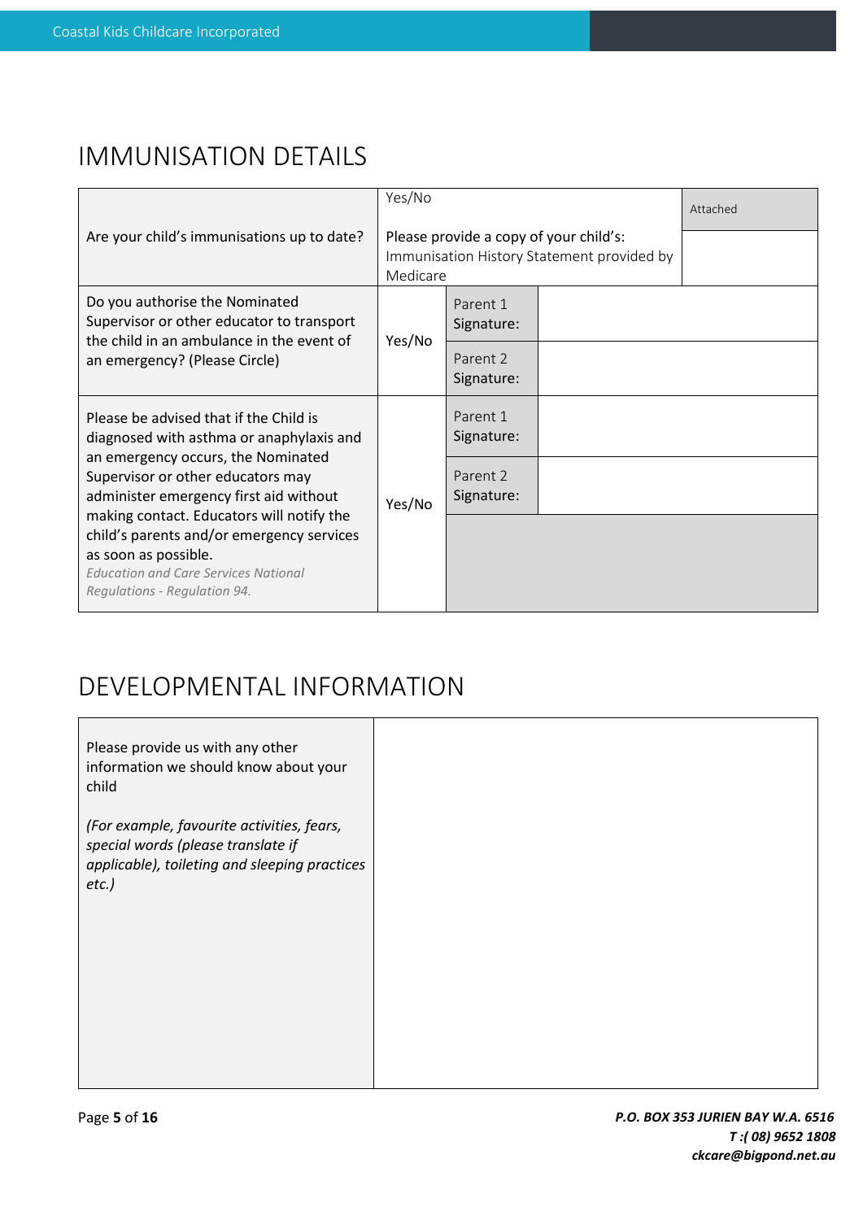## IMMUNISATION DETAILS

| | | | |
|---|---|---|---|
| Are your child's immunisations up to date? | Yes/No<br><br>Please provide a copy of your child's: Immunisation History Statement provided by Medicare | | Attached |
| Do you authorise the Nominated Supervisor or other educator to transport the child in an ambulance in the event of an emergency? (Please Circle) | Yes/No | Parent 1 Signature: | |
| | | Parent 2 Signature: | |
| Please be advised that if the Child is diagnosed with asthma or anaphylaxis and an emergency occurs, the Nominated Supervisor or other educators may administer emergency first aid without making contact. Educators will notify the child's parents and/or emergency services as soon as possible.<br>*Education and Care Services National Regulations - Regulation 94.* | Yes/No | Parent 1 Signature: | |
| | | Parent 2 Signature: | |

## DEVELOPMENTAL INFORMATION

| | |
|---|---|
| Please provide us with any other information we should know about your child<br><br>*(For example, favourite activities, fears, special words (please translate if applicable), toileting and sleeping practices etc.)* | |

**P.O. BOX 353 JURIEN BAY W.A. 6516**
**T :( 08) 9652 1808**
**ckcare@bigpond.net.au**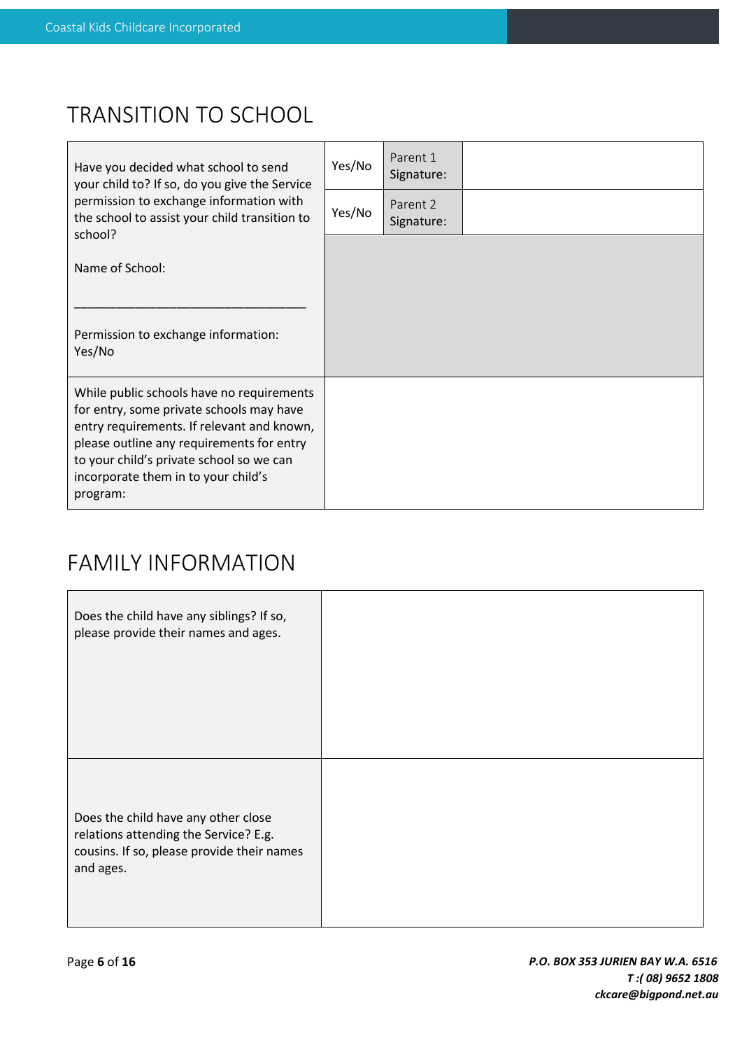# TRANSITION TO SCHOOL

| | | | |
|---|---|---|---|
| Have you decided what school to send your child to? If so, do you give the Service permission to exchange information with the school to assist your child transition to school?<br><br>Name of School:<br><br>_________________________________<br><br>Permission to exchange information: Yes/No | Yes/No | Parent 1 Signature: | |
| | Yes/No | Parent 2 Signature: | |
| While public schools have no requirements for entry, some private schools may have entry requirements. If relevant and known, please outline any requirements for entry to your child's private school so we can incorporate them in to your child's program: | | | |

# FAMILY INFORMATION

| | |
|---|---|
| Does the child have any siblings? If so, please provide their names and ages. | |
| Does the child have any other close relations attending the Service? E.g. cousins. If so, please provide their names and ages. | |

***P.O. BOX 353 JURIEN BAY W.A. 6516***
***T :( 08) 9652 1808***
***ckcare@bigpond.net.au***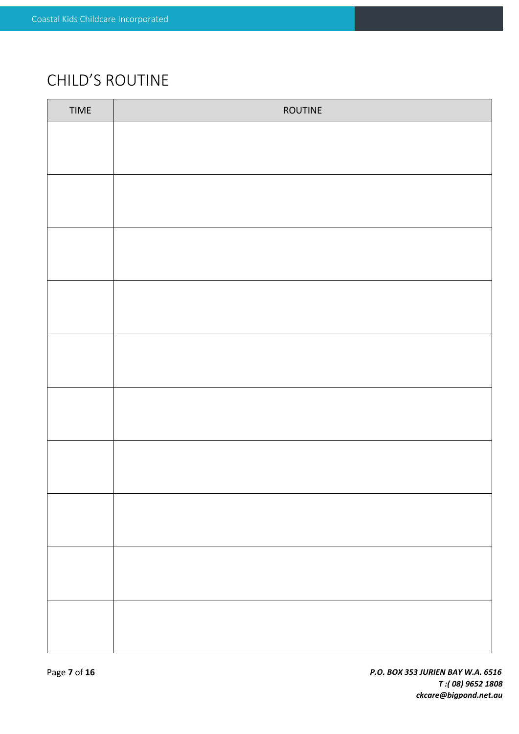# CHILD'S ROUTINE

| TIME | ROUTINE |
|---|---|
| | |
| | |
| | |
| | |
| | |
| | |
| | |
| | |
| | |
| | |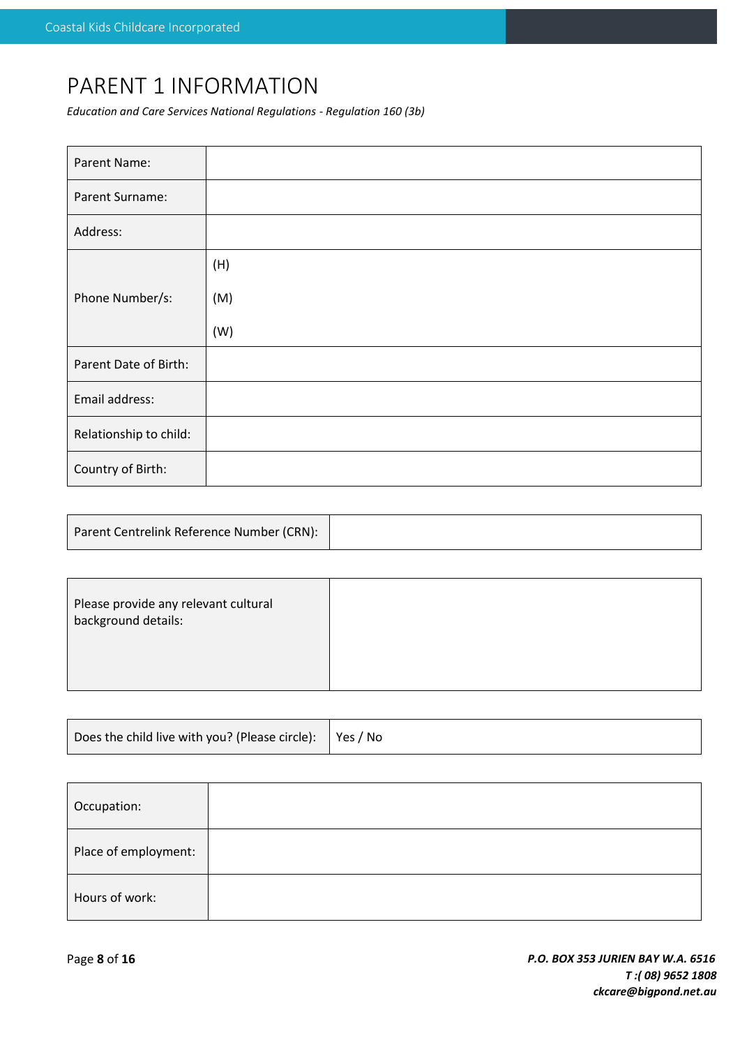# PARENT 1 INFORMATION

*Education and Care Services National Regulations - Regulation 160 (3b)*

| | |
|---|---|
| Parent Name: | |
| Parent Surname: | |
| Address: | |
| Phone Number/s: | (H)<br>(M)<br>(W) |
| Parent Date of Birth: | |
| Email address: | |
| Relationship to child: | |
| Country of Birth: | |

| | |
|---|---|
| Parent Centrelink Reference Number (CRN): | |

| | |
|---|---|
| Please provide any relevant cultural background details: | |

| | |
|---|---|
| Does the child live with you? (Please circle): | Yes / No |

| | |
|---|---|
| Occupation: | |
| Place of employment: | |
| Hours of work: | |

***P.O. BOX 353 JURIEN BAY W.A. 6516***
***T :( 08) 9652 1808***
***ckcare@bigpond.net.au***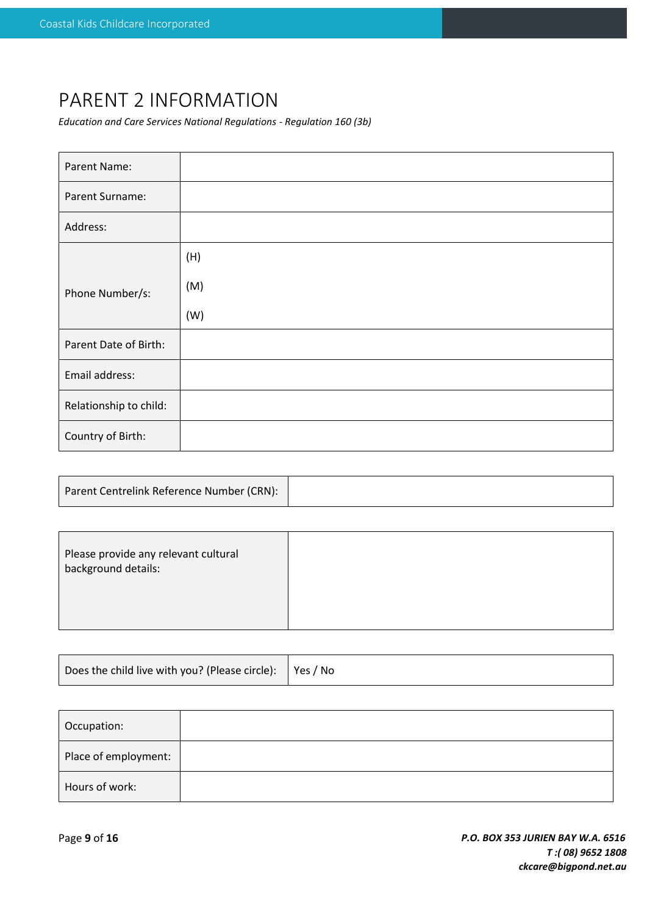# PARENT 2 INFORMATION

*Education and Care Services National Regulations - Regulation 160 (3b)*

| | |
|---|---|
| Parent Name: | |
| Parent Surname: | |
| Address: | |
| Phone Number/s: | (H)<br>(M)<br>(W) |
| Parent Date of Birth: | |
| Email address: | |
| Relationship to child: | |
| Country of Birth: | |

| | |
|---|---|
| Parent Centrelink Reference Number (CRN): | |

| | |
|---|---|
| Please provide any relevant cultural background details: | |

| | |
|---|---|
| Does the child live with you? (Please circle): | Yes / No |

| | |
|---|---|
| Occupation: | |
| Place of employment: | |
| Hours of work: | |

***P.O. BOX 353 JURIEN BAY W.A. 6516***
***T :( 08) 9652 1808***
***ckcare@bigpond.net.au***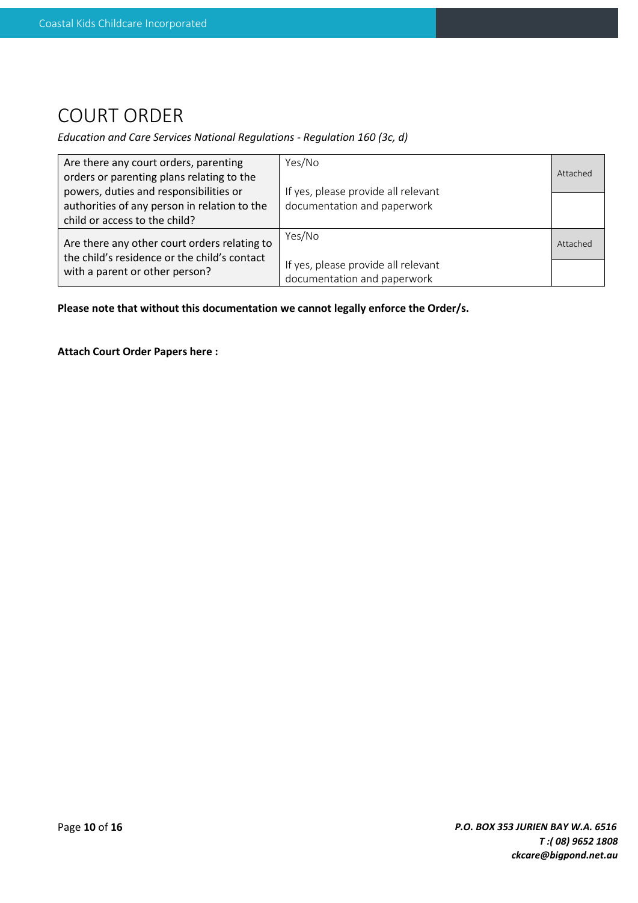# COURT ORDER

*Education and Care Services National Regulations - Regulation 160 (3c, d)*

| | | |
|---|---|---|
| Are there any court orders, parenting orders or parenting plans relating to the powers, duties and responsibilities or authorities of any person in relation to the child or access to the child? | Yes/No<br><br>If yes, please provide all relevant documentation and paperwork | Attached |
| Are there any other court orders relating to the child's residence or the child's contact with a parent or other person? | Yes/No<br><br>If yes, please provide all relevant documentation and paperwork | Attached |

**Please note that without this documentation we cannot legally enforce the Order/s.**

**Attach Court Order Papers here :**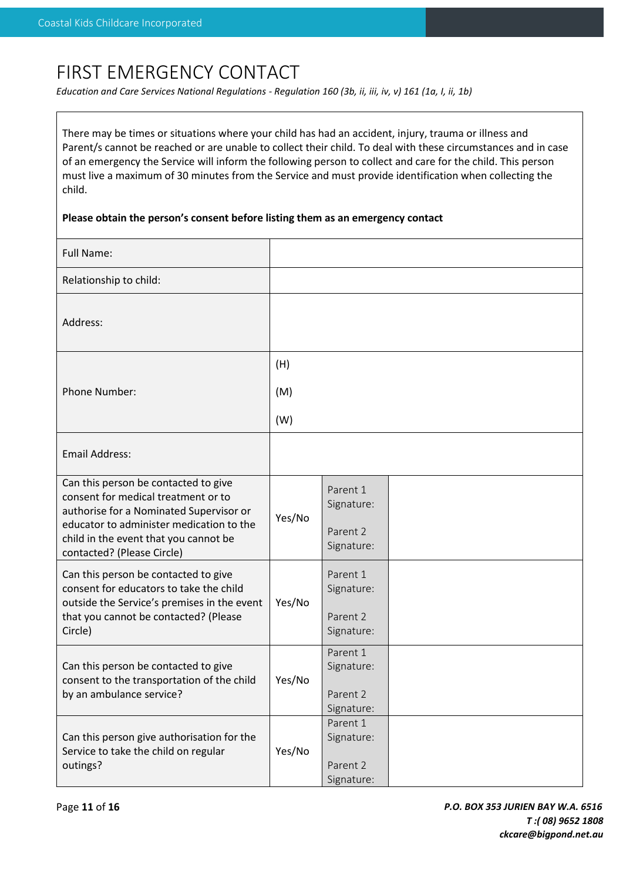# FIRST EMERGENCY CONTACT

*Education and Care Services National Regulations - Regulation 160 (3b, ii, iii, iv, v) 161 (1a, I, ii, 1b)*

There may be times or situations where your child has had an accident, injury, trauma or illness and Parent/s cannot be reached or are unable to collect their child. To deal with these circumstances and in case of an emergency the Service will inform the following person to collect and care for the child. This person must live a maximum of 30 minutes from the Service and must provide identification when collecting the child.

**Please obtain the person's consent before listing them as an emergency contact**

| | | | |
|---|---|---|---|
| Full Name: | | | |
| Relationship to child: | | | |
| Address: | | | |
| Phone Number: | (H)<br>(M)<br>(W) | | |
| Email Address: | | | |
| Can this person be contacted to give consent for medical treatment or to authorise for a Nominated Supervisor or educator to administer medication to the child in the event that you cannot be contacted? (Please Circle) | Yes/No | Parent 1 Signature:<br>Parent 2 Signature: | |
| Can this person be contacted to give consent for educators to take the child outside the Service's premises in the event that you cannot be contacted? (Please Circle) | Yes/No | Parent 1 Signature:<br>Parent 2 Signature: | |
| Can this person be contacted to give consent to the transportation of the child by an ambulance service? | Yes/No | Parent 1 Signature:<br>Parent 2 Signature: | |
| Can this person give authorisation for the Service to take the child on regular outings? | Yes/No | Parent 1 Signature:<br>Parent 2 Signature: | |

***P.O. BOX 353 JURIEN BAY W.A. 6516***
***T :( 08) 9652 1808***
***ckcare@bigpond.net.au***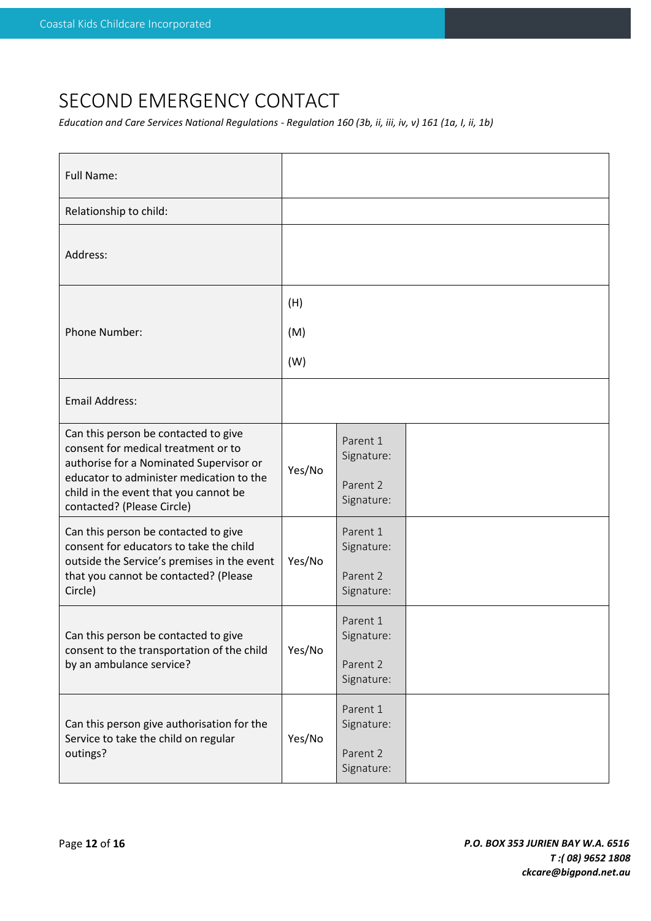# SECOND EMERGENCY CONTACT

*Education and Care Services National Regulations - Regulation 160 (3b, ii, iii, iv, v) 161 (1a, I, ii, 1b)*

| | | | |
|---|---|---|---|
| Full Name: | | | |
| Relationship to child: | | | |
| Address: | | | |
| Phone Number: | (H)<br><br>(M)<br><br>(W) | | |
| Email Address: | | | |
| Can this person be contacted to give consent for medical treatment or to authorise for a Nominated Supervisor or educator to administer medication to the child in the event that you cannot be contacted? (Please Circle) | Yes/No | Parent 1 Signature:<br><br>Parent 2 Signature: | |
| Can this person be contacted to give consent for educators to take the child outside the Service's premises in the event that you cannot be contacted? (Please Circle) | Yes/No | Parent 1 Signature:<br><br>Parent 2 Signature: | |
| Can this person be contacted to give consent to the transportation of the child by an ambulance service? | Yes/No | Parent 1 Signature:<br><br>Parent 2 Signature: | |
| Can this person give authorisation for the Service to take the child on regular outings? | Yes/No | Parent 1 Signature:<br><br>Parent 2 Signature: | |

***P.O. BOX 353 JURIEN BAY W.A. 6516***
***T :( 08) 9652 1808***
***ckcare@bigpond.net.au***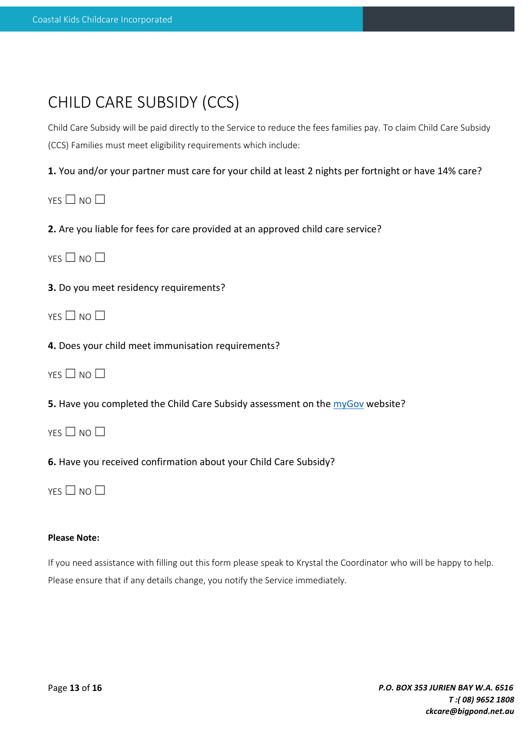# CHILD CARE SUBSIDY (CCS)

Child Care Subsidy will be paid directly to the Service to reduce the fees families pay. To claim Child Care Subsidy (CCS) Families must meet eligibility requirements which include:

**1.** You and/or your partner must care for your child at least 2 nights per fortnight or have 14% care?

YES ☐ NO ☐

**2.** Are you liable for fees for care provided at an approved child care service?

YES ☐ NO ☐

**3.** Do you meet residency requirements?

YES ☐ NO ☐

**4.** Does your child meet immunisation requirements?

YES ☐ NO ☐

**5.** Have you completed the Child Care Subsidy assessment on the myGov website?

YES ☐ NO ☐

**6.** Have you received confirmation about your Child Care Subsidy?

YES ☐ NO ☐

**Please Note:**

If you need assistance with filling out this form please speak to Krystal the Coordinator who will be happy to help. Please ensure that if any details change, you notify the Service immediately.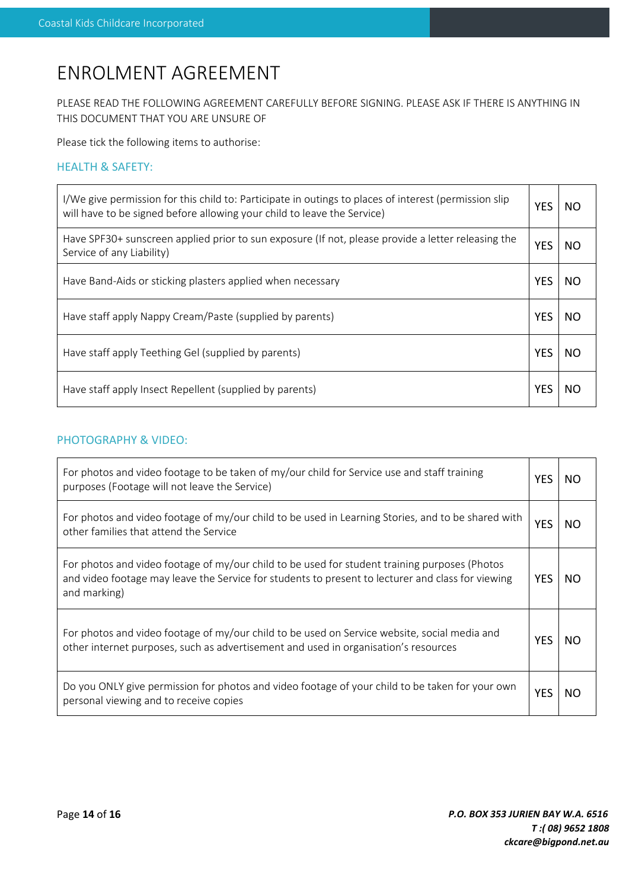# ENROLMENT AGREEMENT

PLEASE READ THE FOLLOWING AGREEMENT CAREFULLY BEFORE SIGNING. PLEASE ASK IF THERE IS ANYTHING IN THIS DOCUMENT THAT YOU ARE UNSURE OF

Please tick the following items to authorise:

## HEALTH & SAFETY:

| | | |
|---|---|---|
| I/We give permission for this child to: Participate in outings to places of interest (permission slip will have to be signed before allowing your child to leave the Service) | YES | NO |
| Have SPF30+ sunscreen applied prior to sun exposure (If not, please provide a letter releasing the Service of any Liability) | YES | NO |
| Have Band-Aids or sticking plasters applied when necessary | YES | NO |
| Have staff apply Nappy Cream/Paste (supplied by parents) | YES | NO |
| Have staff apply Teething Gel (supplied by parents) | YES | NO |
| Have staff apply Insect Repellent (supplied by parents) | YES | NO |

## PHOTOGRAPHY & VIDEO:

| | | |
|---|---|---|
| For photos and video footage to be taken of my/our child for Service use and staff training purposes (Footage will not leave the Service) | YES | NO |
| For photos and video footage of my/our child to be used in Learning Stories, and to be shared with other families that attend the Service | YES | NO |
| For photos and video footage of my/our child to be used for student training purposes (Photos and video footage may leave the Service for students to present to lecturer and class for viewing and marking) | YES | NO |
| For photos and video footage of my/our child to be used on Service website, social media and other internet purposes, such as advertisement and used in organisation's resources | YES | NO |
| Do you ONLY give permission for photos and video footage of your child to be taken for your own personal viewing and to receive copies | YES | NO |

***P.O. BOX 353 JURIEN BAY W.A. 6516***
***T :( 08) 9652 1808***
***ckcare@bigpond.net.au***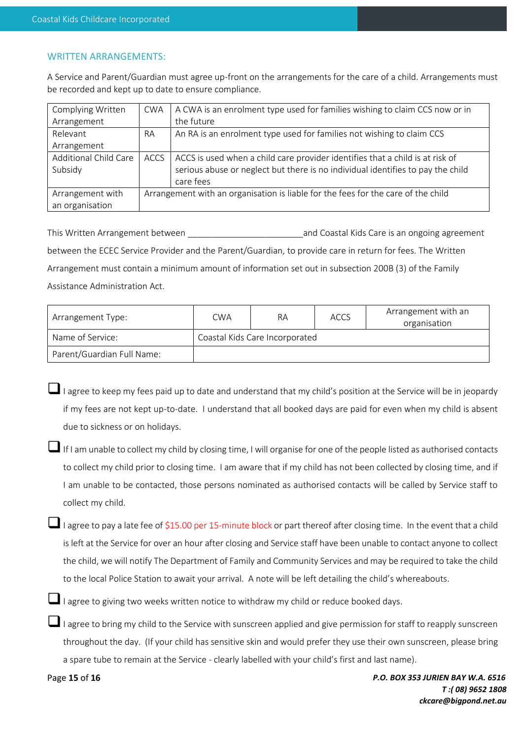## WRITTEN ARRANGEMENTS:

A Service and Parent/Guardian must agree up-front on the arrangements for the care of a child. Arrangements must be recorded and kept up to date to ensure compliance.

| Complying Written Arrangement | CWA | A CWA is an enrolment type used for families wishing to claim CCS now or in the future |
|---|---|---|
| Relevant Arrangement | RA | An RA is an enrolment type used for families not wishing to claim CCS |
| Additional Child Care Subsidy | ACCS | ACCS is used when a child care provider identifies that a child is at risk of serious abuse or neglect but there is no individual identifies to pay the child care fees |
| Arrangement with an organisation | Arrangement with an organisation is liable for the fees for the care of the child | |

This Written Arrangement between ________________________ and Coastal Kids Care is an ongoing agreement between the ECEC Service Provider and the Parent/Guardian, to provide care in return for fees. The Written Arrangement must contain a minimum amount of information set out in subsection 200B (3) of the Family Assistance Administration Act.

| Arrangement Type: | CWA | RA | ACCS | Arrangement with an organisation |
|---|---|---|---|---|
| Name of Service: | Coastal Kids Care Incorporated | | | |
| Parent/Guardian Full Name: | | | | |

- ☐ I agree to keep my fees paid up to date and understand that my child's position at the Service will be in jeopardy if my fees are not kept up-to-date. I understand that all booked days are paid for even when my child is absent due to sickness or on holidays.
- ☐ If I am unable to collect my child by closing time, I will organise for one of the people listed as authorised contacts to collect my child prior to closing time. I am aware that if my child has not been collected by closing time, and if I am unable to be contacted, those persons nominated as authorised contacts will be called by Service staff to collect my child.
- ☐ I agree to pay a late fee of $15.00 per 15-minute block or part thereof after closing time. In the event that a child is left at the Service for over an hour after closing and Service staff have been unable to contact anyone to collect the child, we will notify The Department of Family and Community Services and may be required to take the child to the local Police Station to await your arrival. A note will be left detailing the child's whereabouts.
- ☐ I agree to giving two weeks written notice to withdraw my child or reduce booked days.
- ☐ I agree to bring my child to the Service with sunscreen applied and give permission for staff to reapply sunscreen throughout the day. (If your child has sensitive skin and would prefer they use their own sunscreen, please bring a spare tube to remain at the Service - clearly labelled with your child's first and last name).

***P.O. BOX 353 JURIEN BAY W.A. 6516***
***T :( 08) 9652 1808***
***ckcare@bigpond.net.au***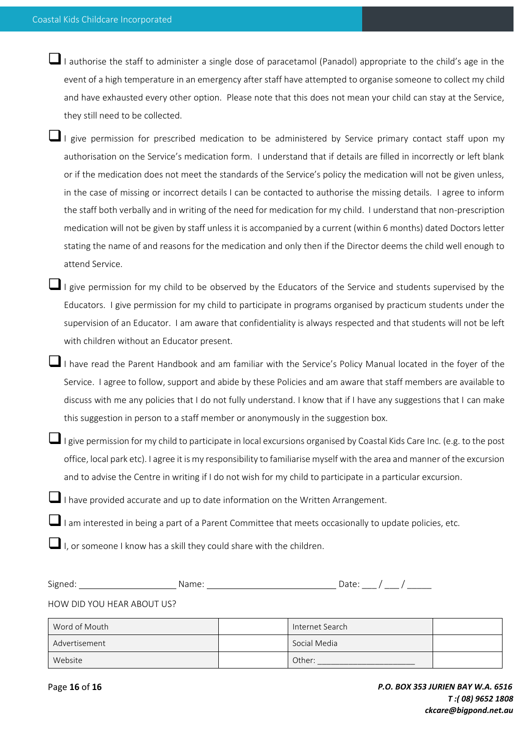- ❑ I authorise the staff to administer a single dose of paracetamol (Panadol) appropriate to the child's age in the event of a high temperature in an emergency after staff have attempted to organise someone to collect my child and have exhausted every other option. Please note that this does not mean your child can stay at the Service, they still need to be collected.

- ❑ I give permission for prescribed medication to be administered by Service primary contact staff upon my authorisation on the Service's medication form. I understand that if details are filled in incorrectly or left blank or if the medication does not meet the standards of the Service's policy the medication will not be given unless, in the case of missing or incorrect details I can be contacted to authorise the missing details. I agree to inform the staff both verbally and in writing of the need for medication for my child. I understand that non-prescription medication will not be given by staff unless it is accompanied by a current (within 6 months) dated Doctors letter stating the name of and reasons for the medication and only then if the Director deems the child well enough to attend Service.

- ❑ I give permission for my child to be observed by the Educators of the Service and students supervised by the Educators. I give permission for my child to participate in programs organised by practicum students under the supervision of an Educator. I am aware that confidentiality is always respected and that students will not be left with children without an Educator present.

- ❑ I have read the Parent Handbook and am familiar with the Service's Policy Manual located in the foyer of the Service. I agree to follow, support and abide by these Policies and am aware that staff members are available to discuss with me any policies that I do not fully understand. I know that if I have any suggestions that I can make this suggestion in person to a staff member or anonymously in the suggestion box.

- ❑ I give permission for my child to participate in local excursions organised by Coastal Kids Care Inc. (e.g. to the post office, local park etc). I agree it is my responsibility to familiarise myself with the area and manner of the excursion and to advise the Centre in writing if I do not wish for my child to participate in a particular excursion.

- ❑ I have provided accurate and up to date information on the Written Arrangement.

- ❑ I am interested in being a part of a Parent Committee that meets occasionally to update policies, etc.

- ❑ I, or someone I know has a skill they could share with the children.

Signed: ____________________ Name: ___________________________ Date: ___ / ___ / _____

HOW DID YOU HEAR ABOUT US?

| | | | |
|---|---|---|---|
| Word of Mouth | | Internet Search | |
| Advertisement | | Social Media | |
| Website | | Other: ______________________ | |

***P.O. BOX 353 JURIEN BAY W.A. 6516***
***T :( 08) 9652 1808***
***ckcare@bigpond.net.au***